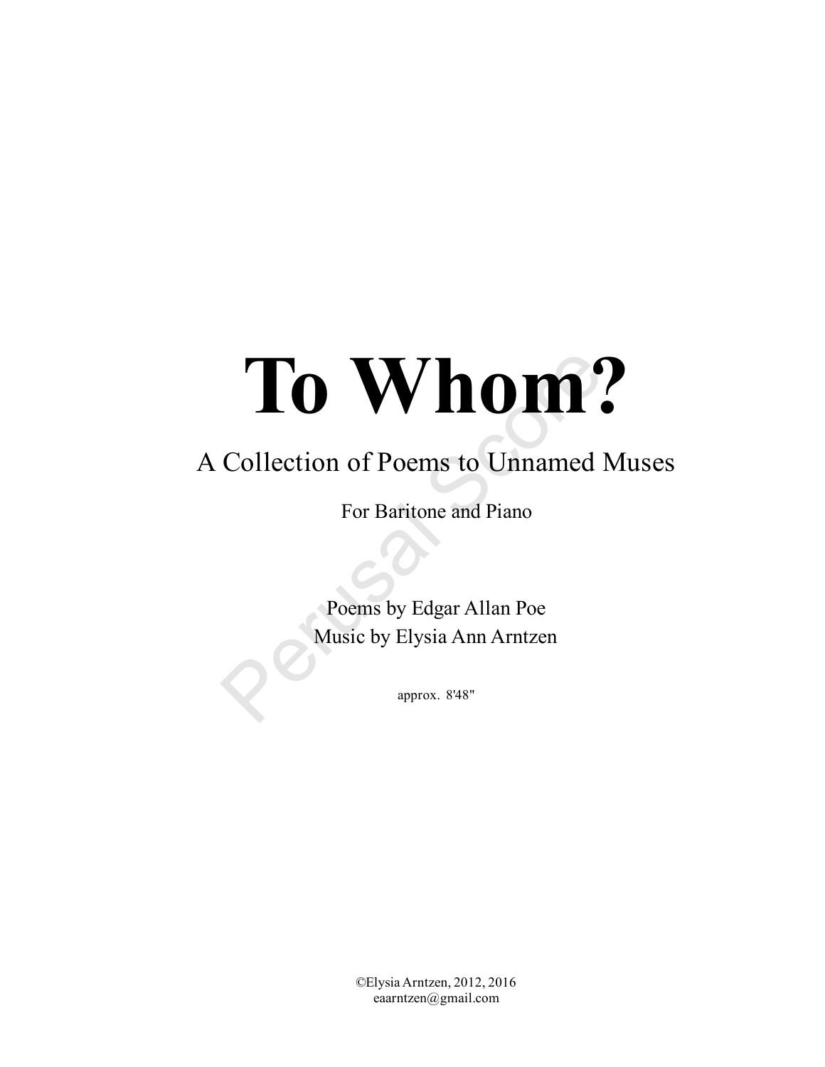# To Whom?

## A Collection of Poems to Unnamed Muses

For Baritone and Piano

Poems by Edgar Allan Poe
Music by Elysia Ann Arntzen

approx. 8'48"

©Elysia Arntzen, 2012, 2016
eaarntzen@gmail.com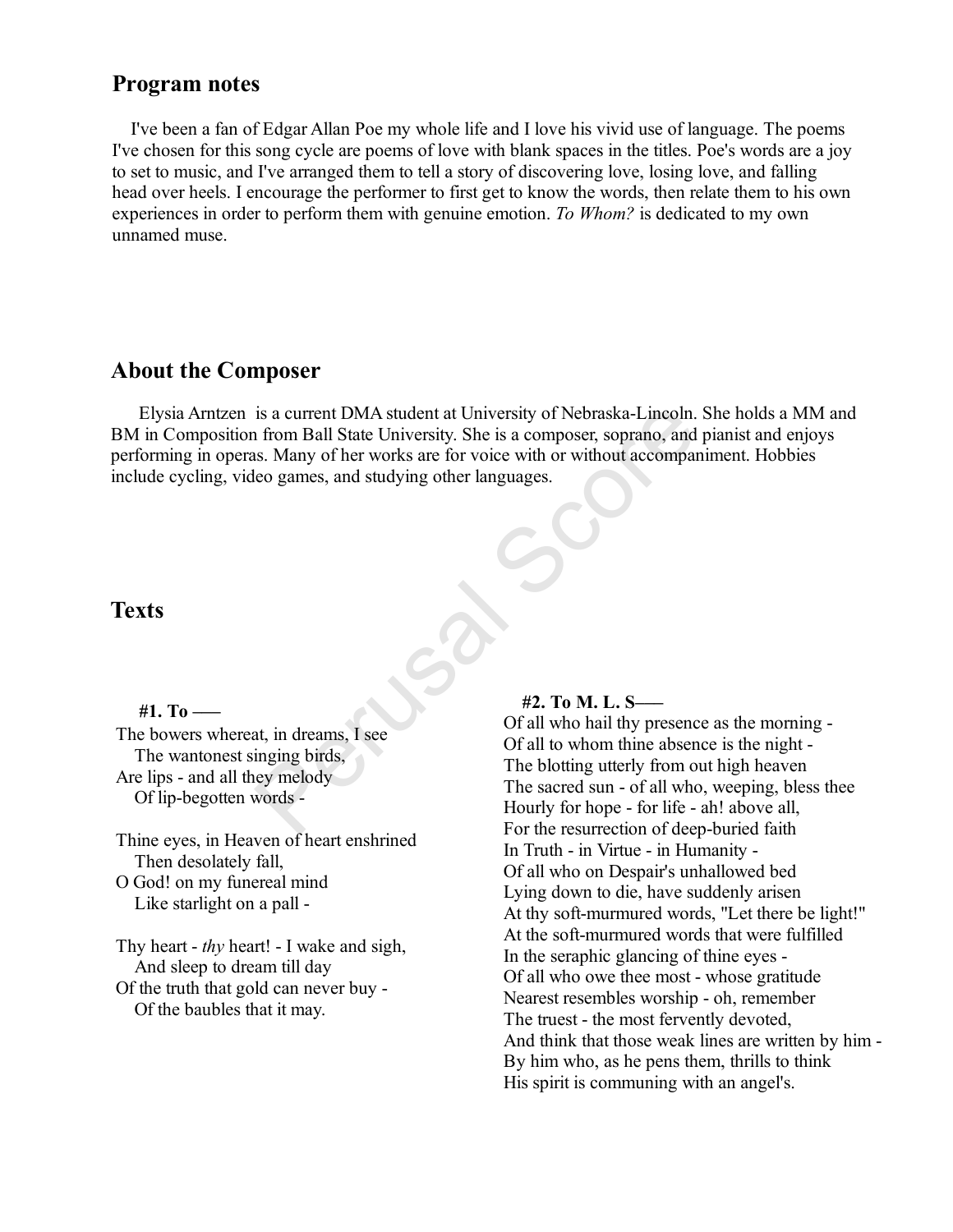## Program notes

I've been a fan of Edgar Allan Poe my whole life and I love his vivid use of language. The poems I've chosen for this song cycle are poems of love with blank spaces in the titles. Poe's words are a joy to set to music, and I've arranged them to tell a story of discovering love, losing love, and falling head over heels. I encourage the performer to first get to know the words, then relate them to his own experiences in order to perform them with genuine emotion. *To Whom?* is dedicated to my own unnamed muse.

## About the Composer

Elysia Arntzen is a current DMA student at University of Nebraska-Lincoln. She holds a MM and BM in Composition from Ball State University. She is a composer, soprano, and pianist and enjoys performing in operas. Many of her works are for voice with or without accompaniment. Hobbies include cycling, video games, and studying other languages.

## Texts

**#1. To ——**

The bowers whereat, in dreams, I see  
The wantonest singing birds,  
Are lips - and all they melody  
Of lip-begotten words -

Thine eyes, in Heaven of heart enshrined  
Then desolately fall,  
O God! on my funereal mind  
Like starlight on a pall -

Thy heart - *thy* heart! - I wake and sigh,  
And sleep to dream till day  
Of the truth that gold can never buy -  
Of the baubles that it may.

**#2. To M. L. S——**

Of all who hail thy presence as the morning -  
Of all to whom thine absence is the night -  
The blotting utterly from out high heaven  
The sacred sun - of all who, weeping, bless thee  
Hourly for hope - for life - ah! above all,  
For the resurrection of deep-buried faith  
In Truth - in Virtue - in Humanity -  
Of all who on Despair's unhallowed bed  
Lying down to die, have suddenly arisen  
At thy soft-murmured words, "Let there be light!"  
At the soft-murmured words that were fulfilled  
In the seraphic glancing of thine eyes -  
Of all who owe thee most - whose gratitude  
Nearest resembles worship - oh, remember  
The truest - the most fervently devoted,  
And think that those weak lines are written by him -  
By him who, as he pens them, thrills to think  
His spirit is communing with an angel's.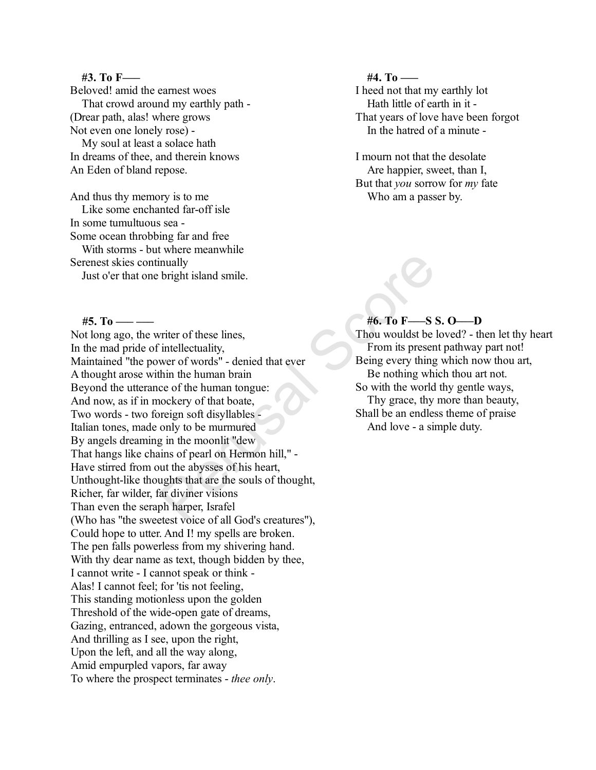### #3. To F——

Beloved! amid the earnest woes
   That crowd around my earthly path -
(Drear path, alas! where grows
Not even one lonely rose) -
   My soul at least a solace hath
In dreams of thee, and therein knows
An Eden of bland repose.

And thus thy memory is to me
   Like some enchanted far-off isle
In some tumultuous sea -
Some ocean throbbing far and free
   With storms - but where meanwhile
Serenest skies continually
   Just o'er that one bright island smile.

### #4. To ——

I heed not that my earthly lot
   Hath little of earth in it -
That years of love have been forgot
   In the hatred of a minute -

I mourn not that the desolate
   Are happier, sweet, than I,
But that *you* sorrow for *my* fate
   Who am a passer by.

### #5. To —— ——

Not long ago, the writer of these lines,
In the mad pride of intellectuality,
Maintained "the power of words" - denied that ever
A thought arose within the human brain
Beyond the utterance of the human tongue:
And now, as if in mockery of that boate,
Two words - two foreign soft disyllables -
Italian tones, made only to be murmured
By angels dreaming in the moonlit "dew
That hangs like chains of pearl on Hermon hill," -
Have stirred from out the abysses of his heart,
Unthought-like thoughts that are the souls of thought,
Richer, far wilder, far diviner visions
Than even the seraph harper, Israfel
(Who has "the sweetest voice of all God's creatures"),
Could hope to utter. And I! my spells are broken.
The pen falls powerless from my shivering hand.
With thy dear name as text, though bidden by thee,
I cannot write - I cannot speak or think -
Alas! I cannot feel; for 'tis not feeling,
This standing motionless upon the golden
Threshold of the wide-open gate of dreams,
Gazing, entranced, adown the gorgeous vista,
And thrilling as I see, upon the right,
Upon the left, and all the way along,
Amid empurpled vapors, far away
To where the prospect terminates - *thee only*.

### #6. To F——S S. O——D

Thou wouldst be loved? - then let thy heart
   From its present pathway part not!
Being every thing which now thou art,
   Be nothing which thou art not.
So with the world thy gentle ways,
   Thy grace, thy more than beauty,
Shall be an endless theme of praise
   And love - a simple duty.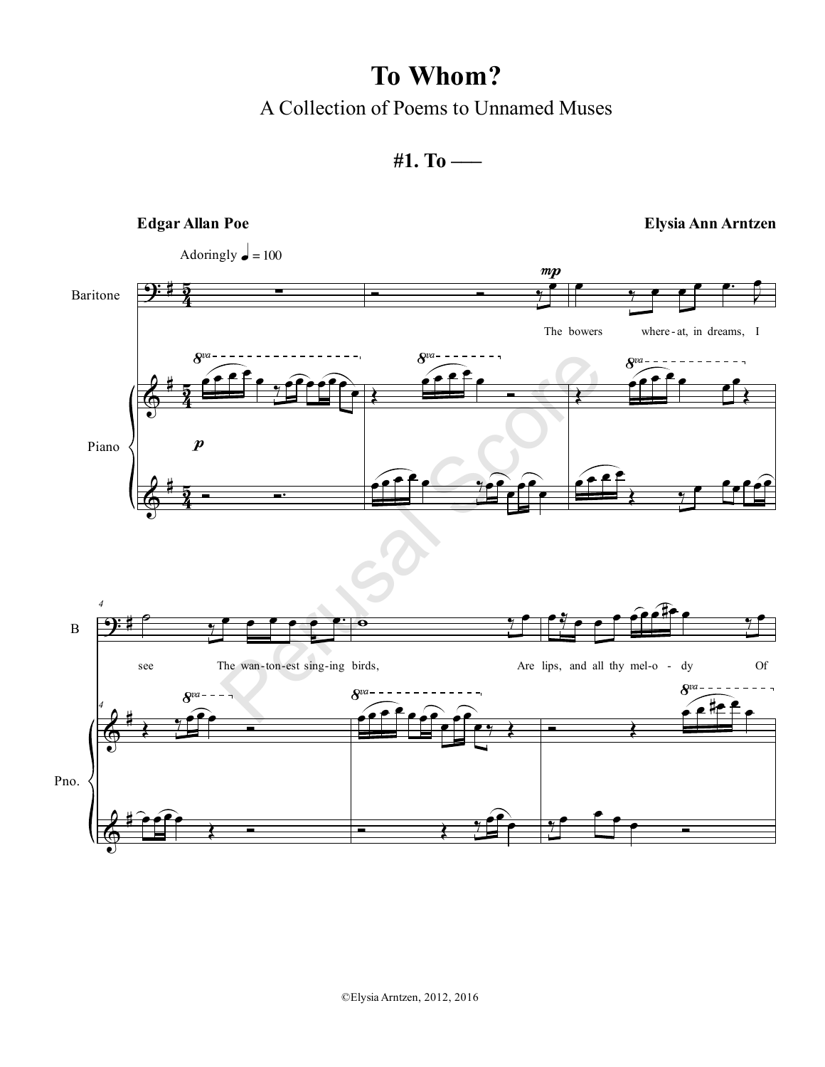# To Whom?

## A Collection of Poems to Unnamed Muses

### #1. To ——

**Edgar Allan Poe** **Elysia Ann Arntzen**

Adoringly ♩ = 100

Baritone

Piano

The bowers where-at, in dreams, I see The wan-ton-est sing-ing birds, Are lips, and all thy mel-o - dy Of

©Elysia Arntzen, 2012, 2016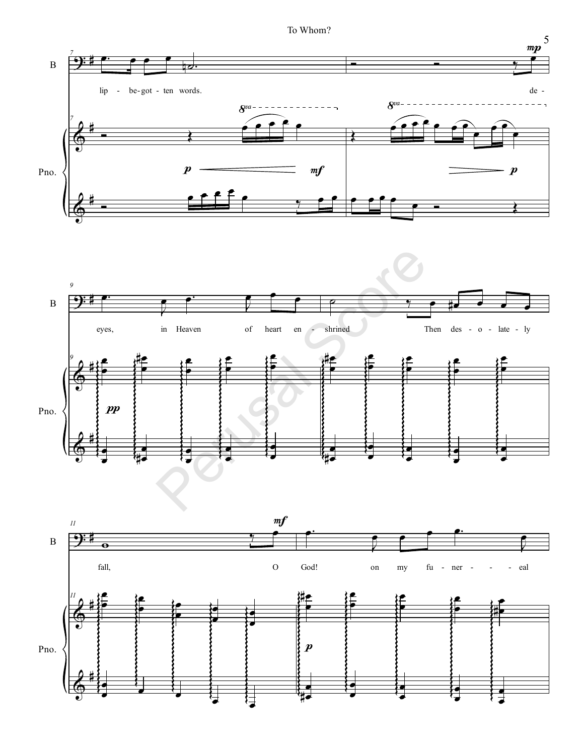lip - be-got - ten words.

de -

eyes, in Heaven of heart en - shrined

Then des - o - late - ly

fall, O God! on my fu - ner - - - eal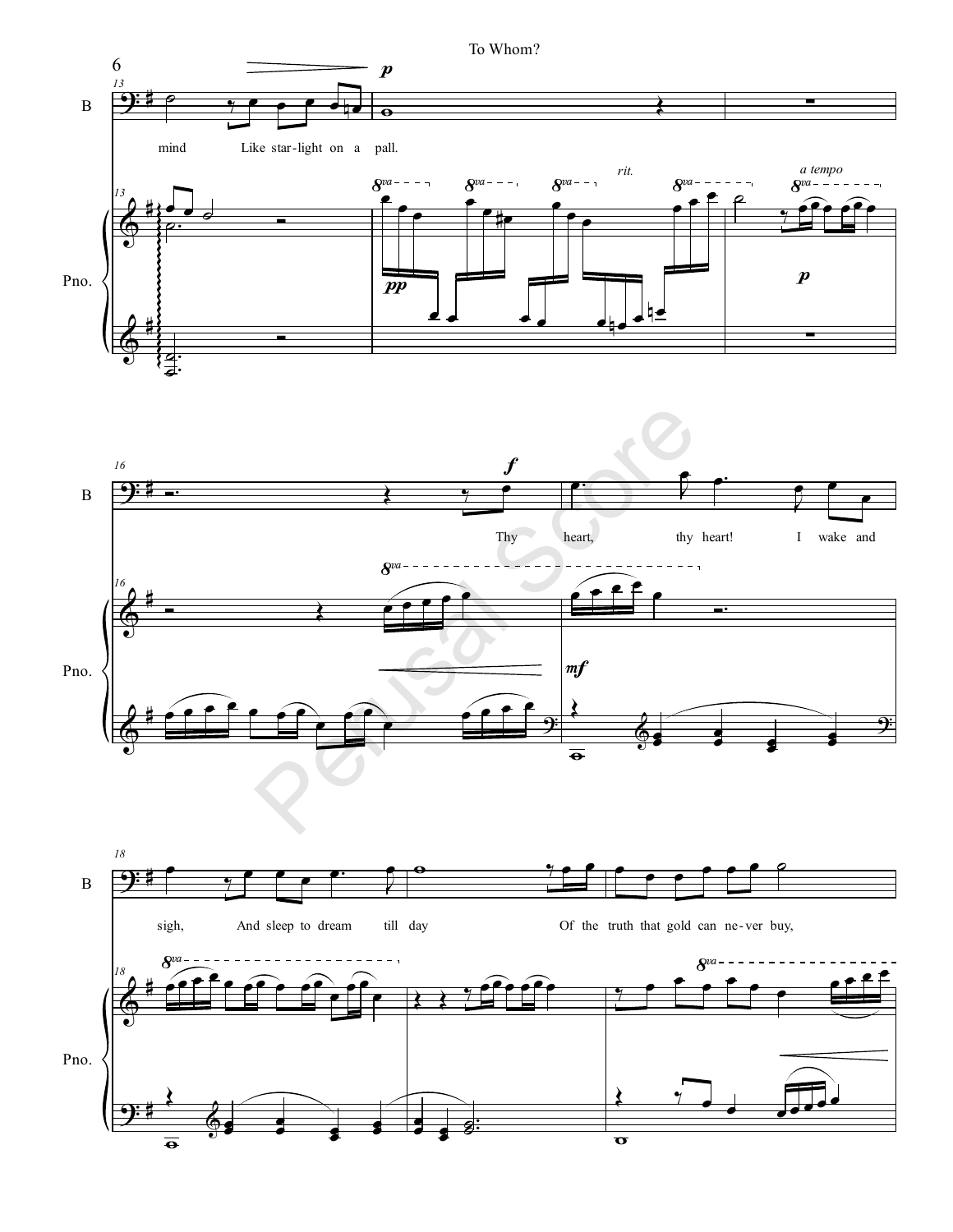mind Like star-light on a pall.

Thy heart, thy heart! I wake and

sigh, And sleep to dream till day Of the truth that gold can ne-ver buy,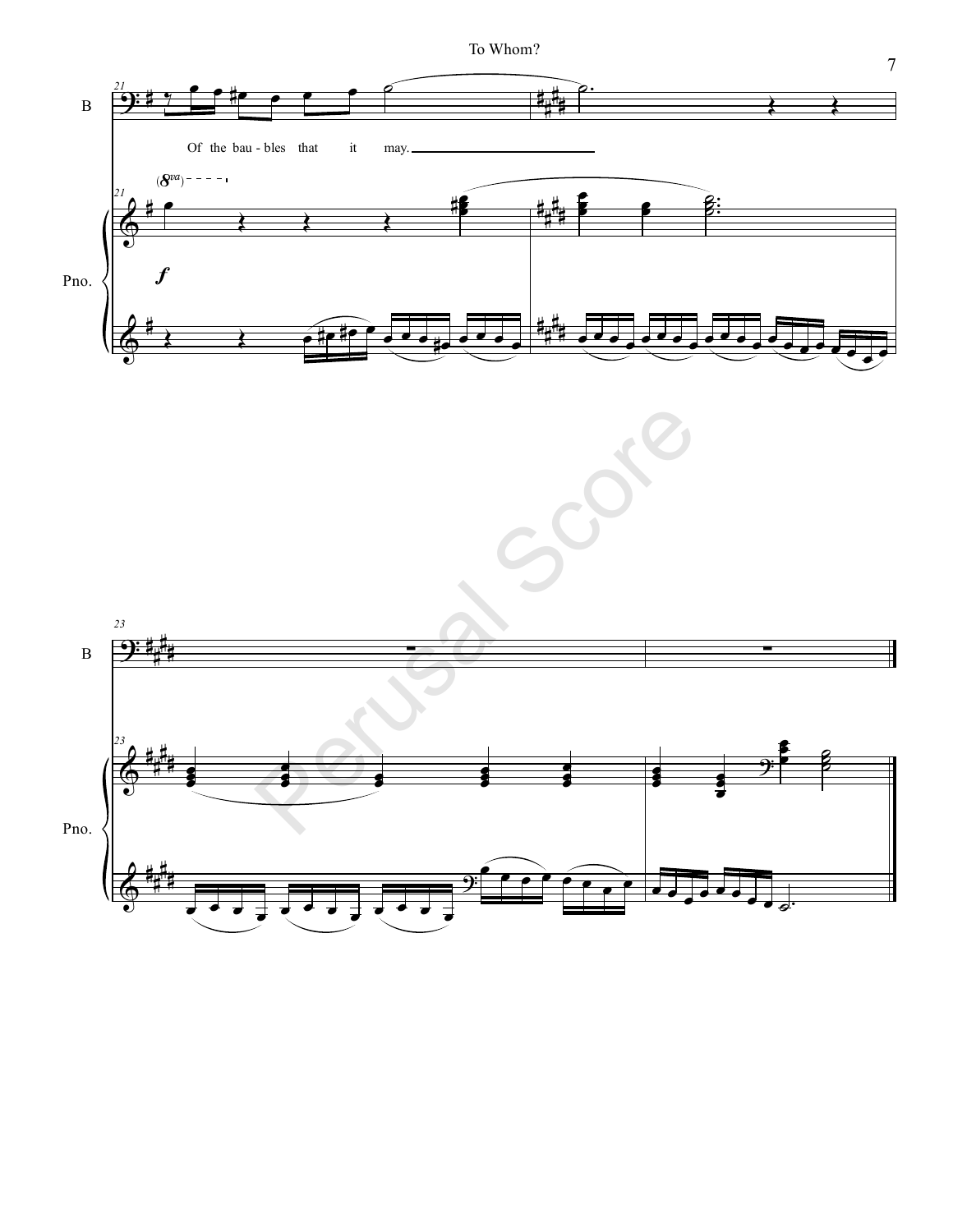B

Of the bau - bles that it may.

Pno.

*f*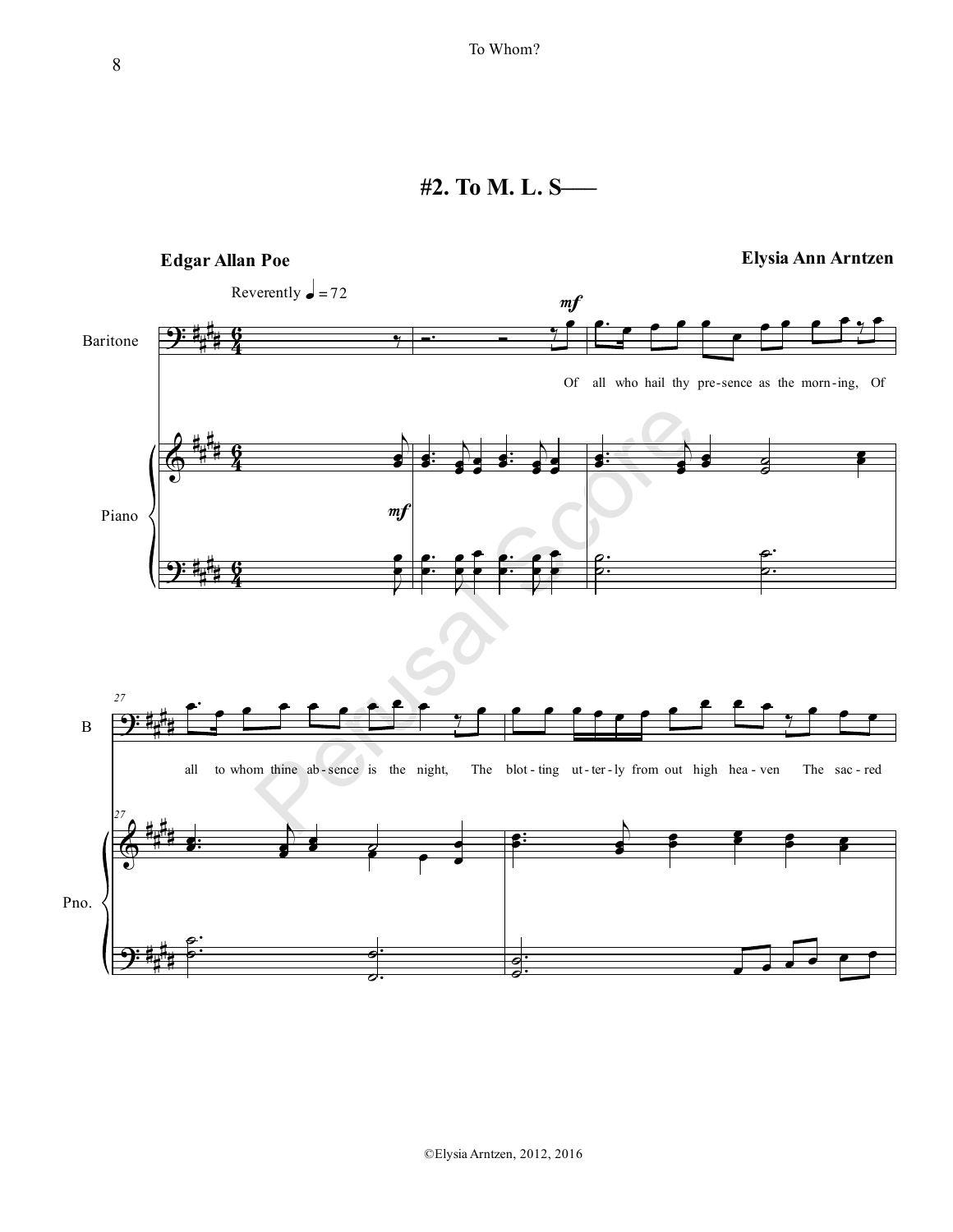# #2. To M. L. S——

**Edgar Allan Poe** | **Elysia Ann Arntzen**

Reverently ♩ = 72

*mf*

Baritone

Of all who hail thy pre-sence as the morn-ing, Of

Piano

*mf*

27

B

all to whom thine ab-sence is the night, The blot-ting ut-ter-ly from out high hea-ven The sac-red

Pno.

©Elysia Arntzen, 2012, 2016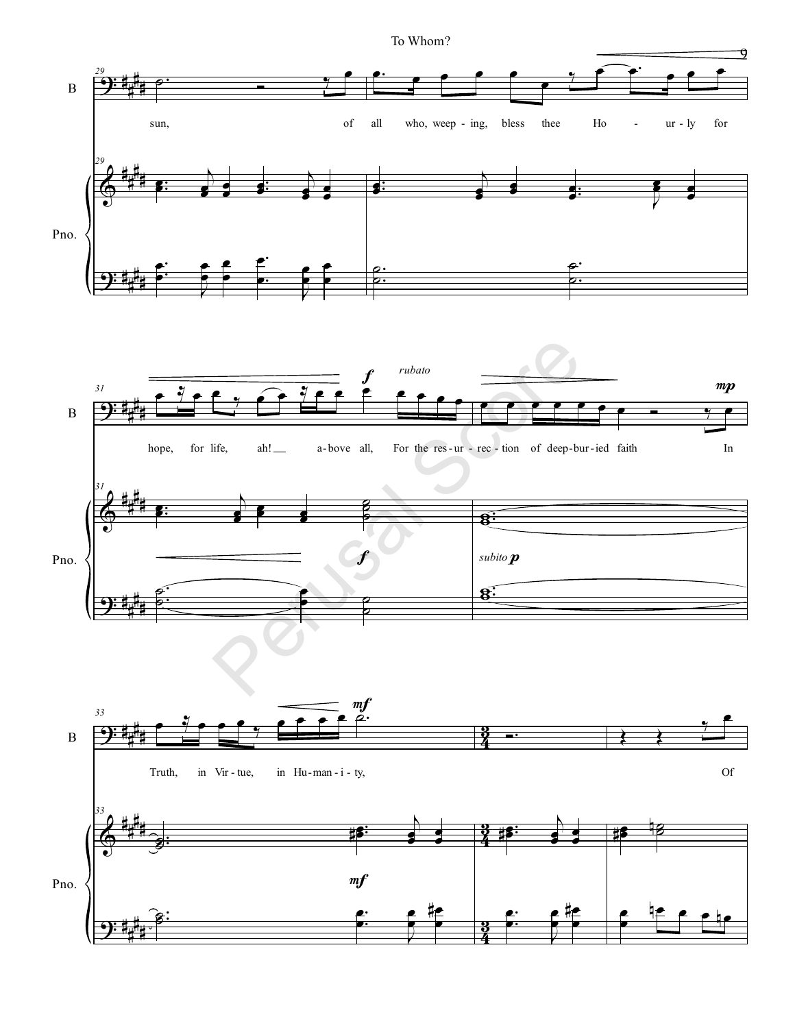sun, of all who, weep - ing, bless thee Ho - ur - ly for

hope, for life, ah! a - bove all, For the res - ur - rec - tion of deep - bur - ied faith In

Truth, in Vir - tue, in Hu - man - i - ty, Of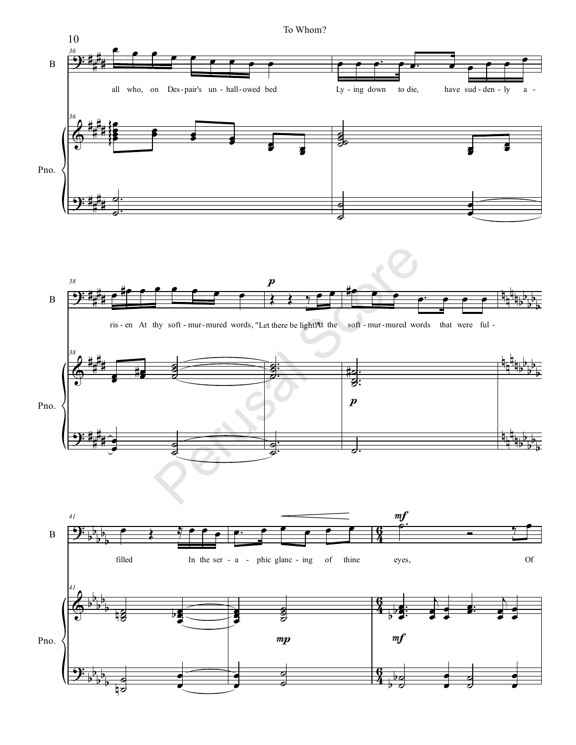all who, on Des-pair's un-hall-owed bed Ly-ing down to die, have sud-den-ly a-

ris-en At thy soft-mur-mured words, "Let there be light!" At the soft-mur-mured words that were ful-

filled In the ser-a-phic glanc-ing of thine eyes, Of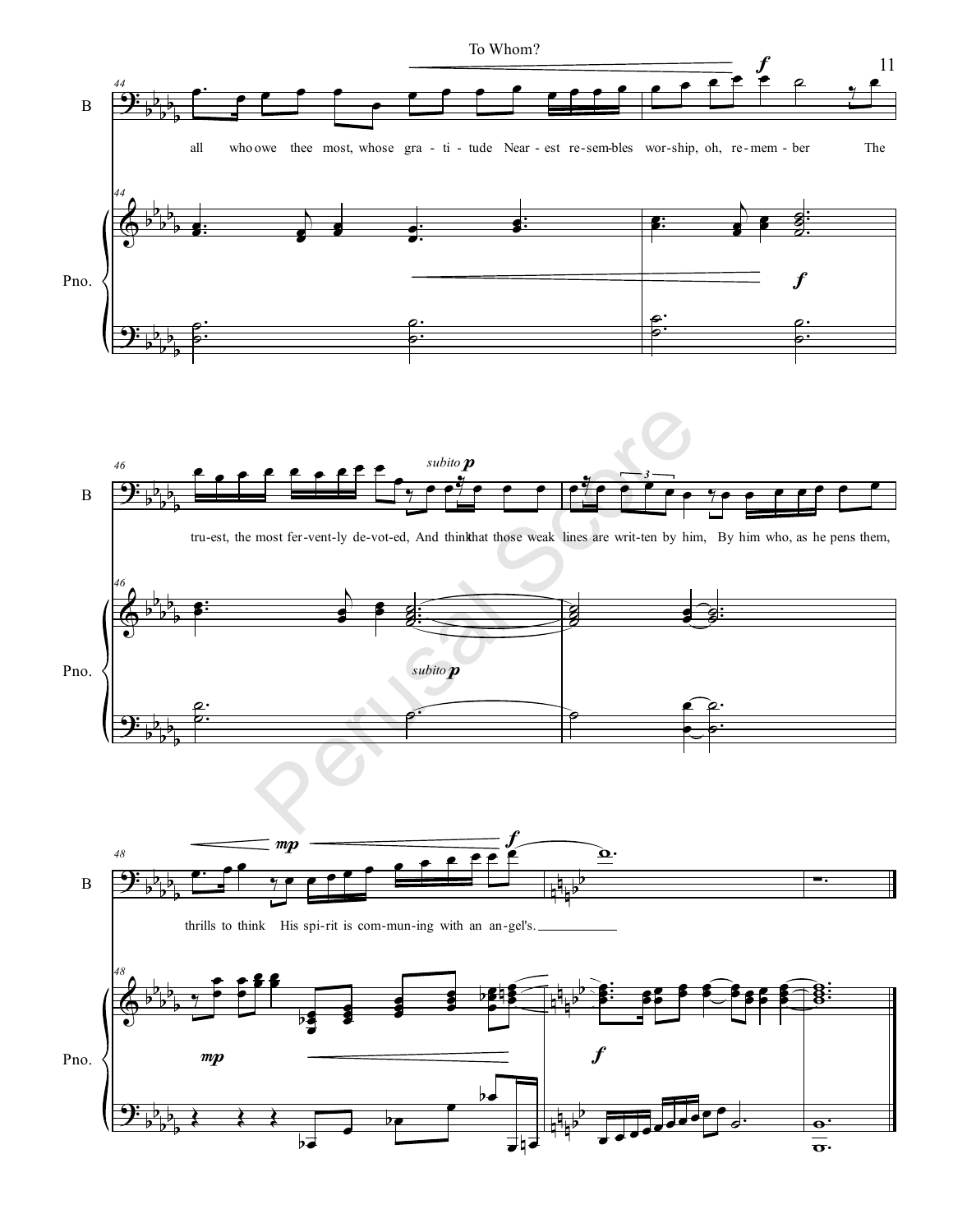all who owe thee most, whose gra - ti - tude Near - est re - sem-bles wor - ship, oh, re - mem - ber The

tru - est, the most fer - vent - ly de - vot - ed, And think that those weak lines are writ - ten by him, By him who, as he pens them,

thrills to think His spi - rit is com - mun - ing with an an - gel's.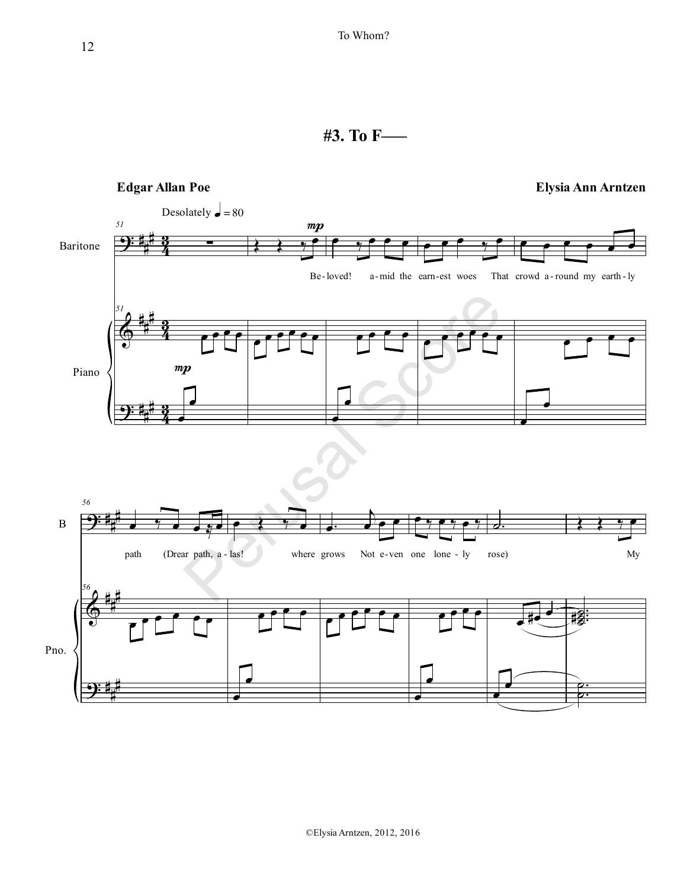# #3. To F——

**Edgar Allan Poe**

**Elysia Ann Arntzen**

Desolately ♩ = 80

Baritone

Piano

Be-loved! a-mid the earn-est woes That crowd a-round my earth-ly path (Drear path, a-las! where grows Not e-ven one lone-ly rose) My

Perusal Score

©Elysia Arntzen, 2012, 2016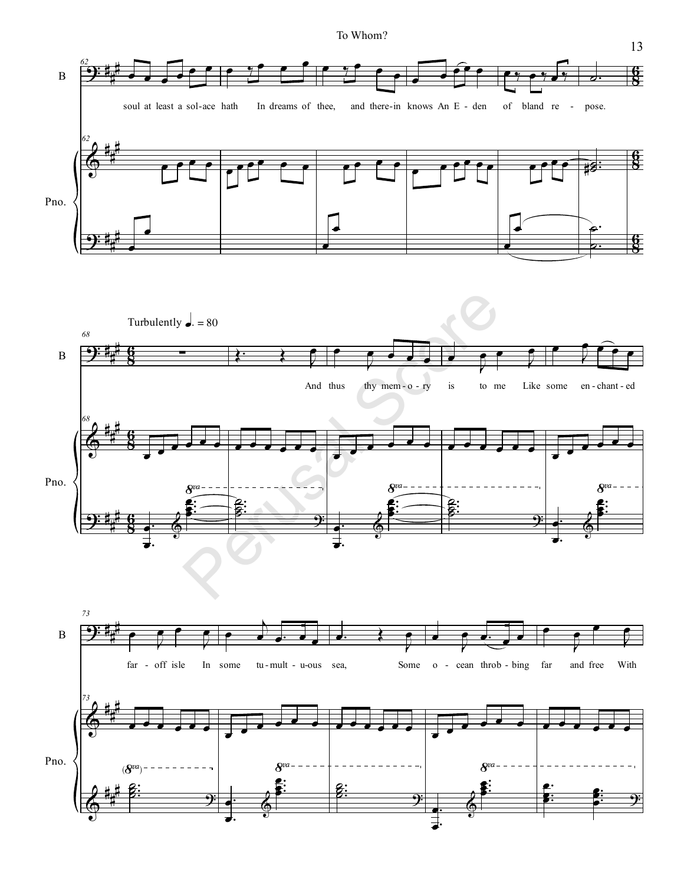Turbulently ♩. = 80

soul at least a sol-ace hath In dreams of thee, and there-in knows An E - den of bland re - pose.

And thus thy mem - o - ry is to me Like some en - chant - ed

far - off isle In some tu - mult - u-ous sea, Some o - cean throb - bing far and free With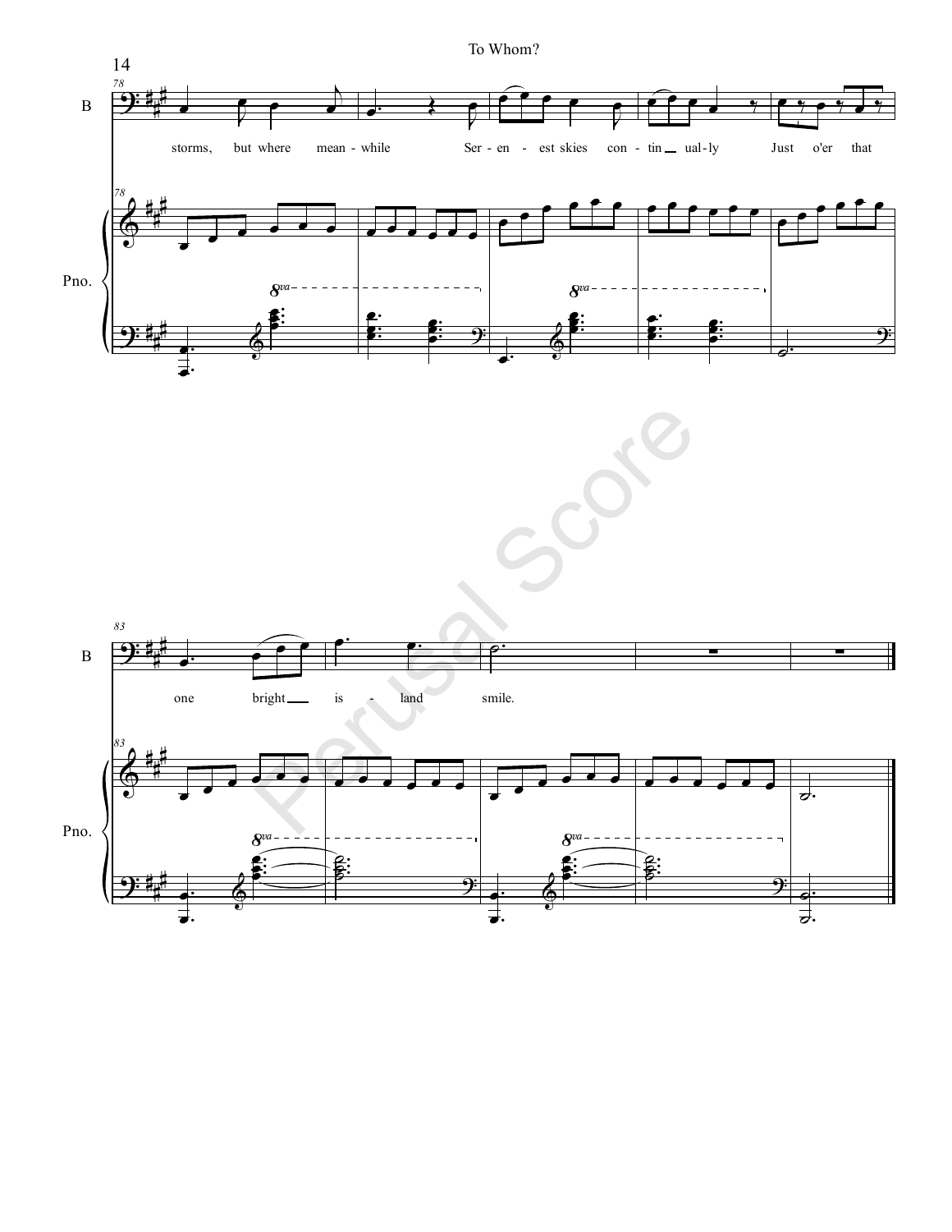storms, but where mean - while Ser - en - est skies con - tin ual - ly Just o'er that

one bright is - land smile.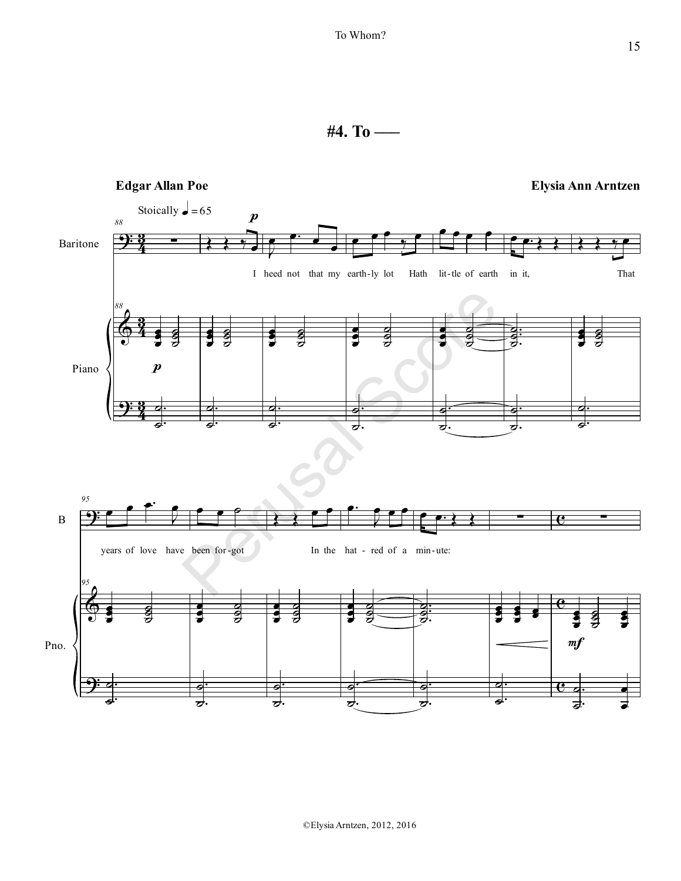# #4. To ——

**Edgar Allan Poe** **Elysia Ann Arntzen**

Stoically ♩ = 65

Baritone / Piano

I heed not that my earth-ly lot Hath lit-tle of earth in it, That years of love have been for-got In the hat - red of a min-ute: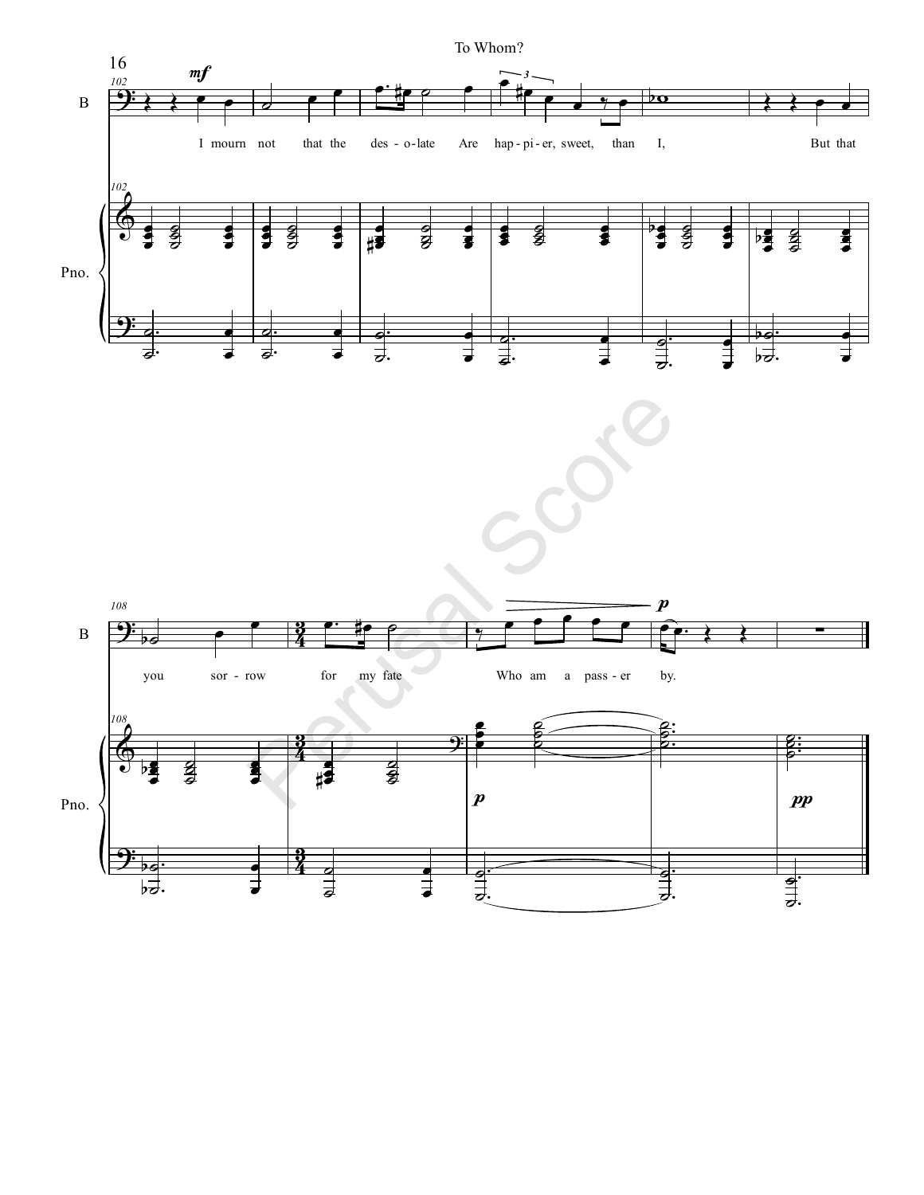I mourn not that the des-o-late Are hap-pi-er, sweet, than I,

But that you sor-row for my fate Who am a pass-er by.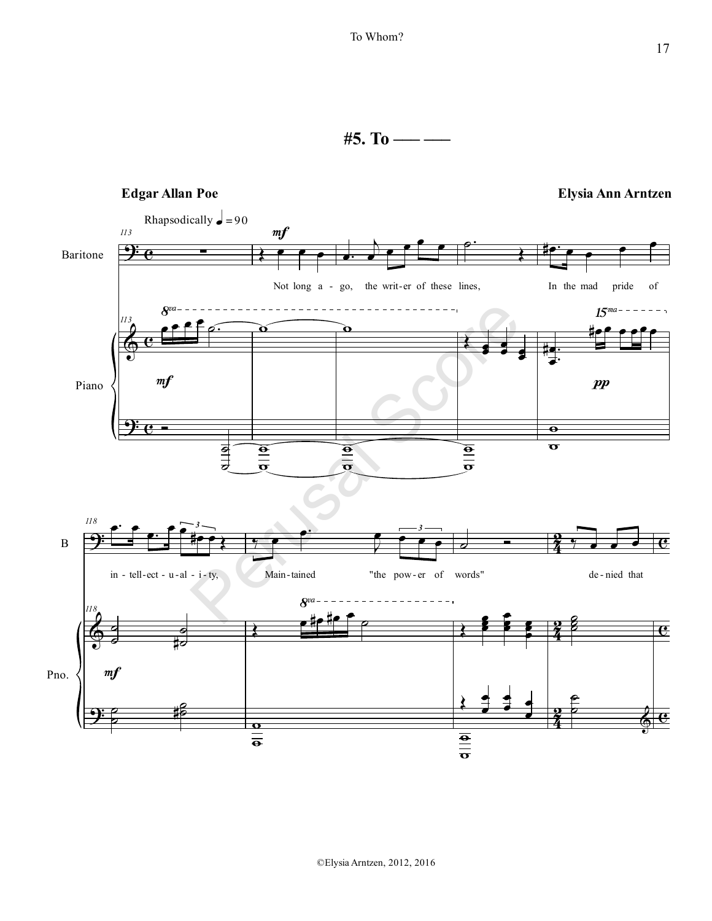# #5. To —— ——

**Edgar Allan Poe** **Elysia Ann Arntzen**

Rhapsodically ♩= 90

Not long a - go, the writ-er of these lines, In the mad pride of in - tell-ect - u - al - i - ty, Main-tained "the pow-er of words" de-nied that

©Elysia Arntzen, 2012, 2016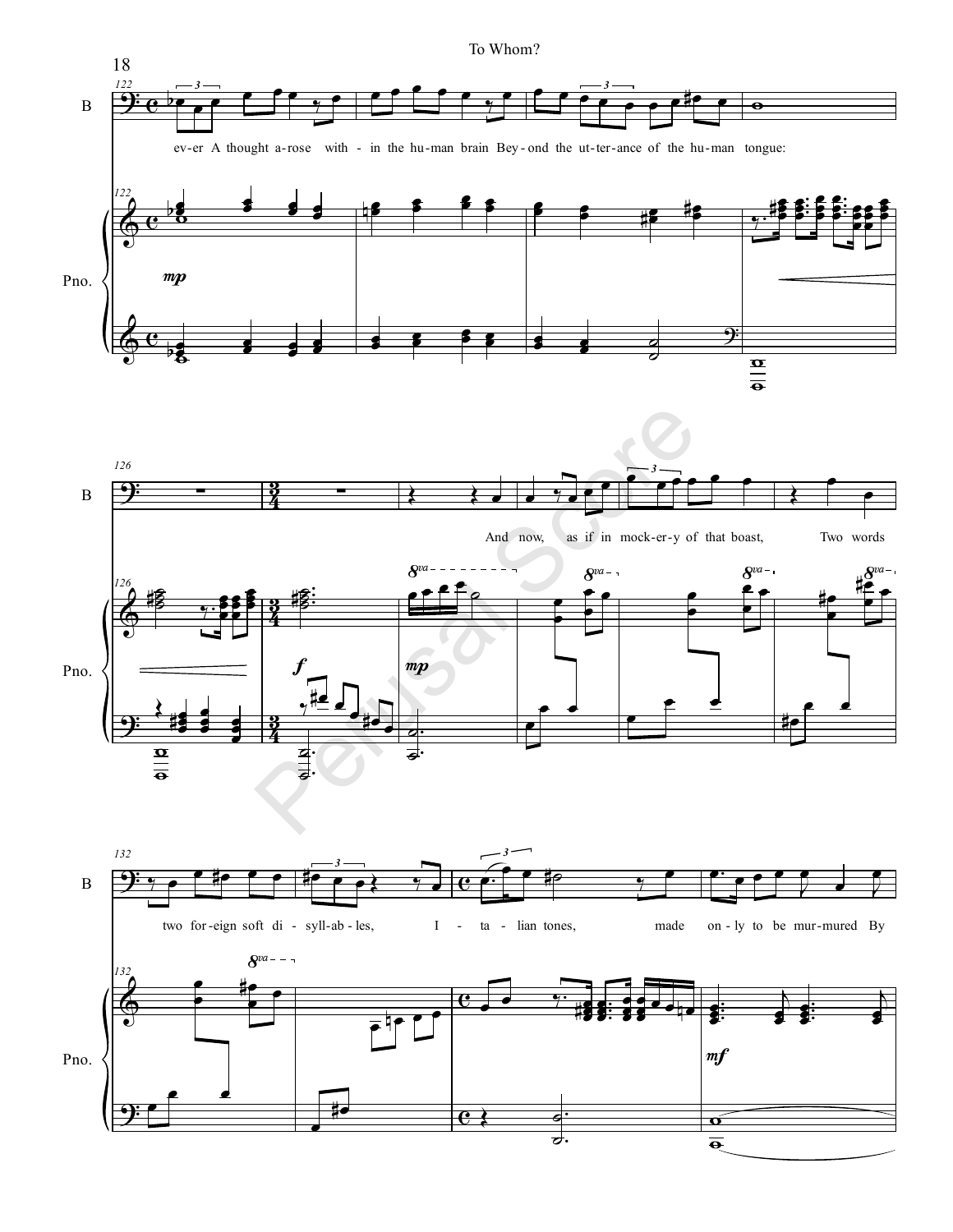ev-er A thought a-rose with - in the hu-man brain Bey-ond the ut-ter-ance of the hu-man tongue:

And now, as if in mock-er-y of that boast, Two words

two for-eign soft di - syll-ab - les, I - ta - lian tones, made on - ly to be mur-mured By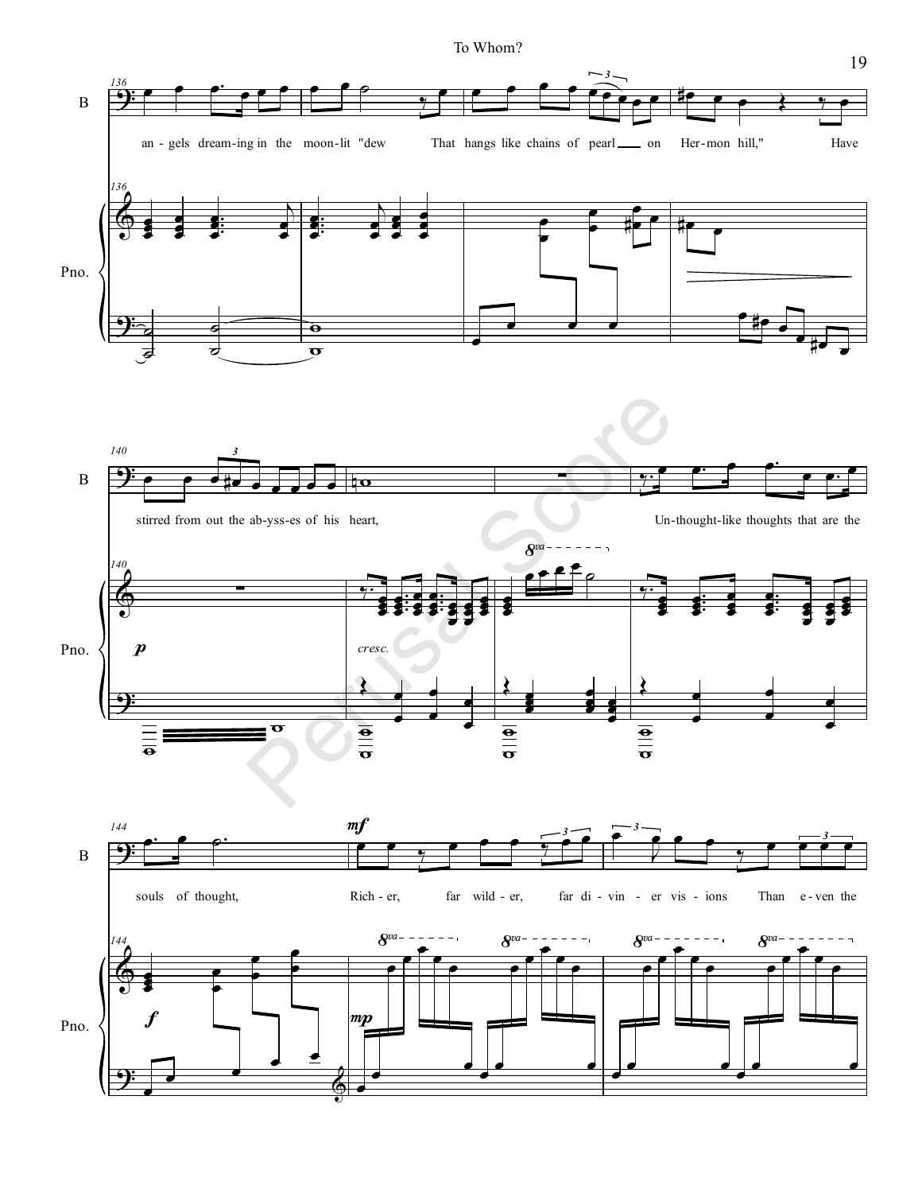an - gels dream-ing in the moon-lit "dew That hangs like chains of pearl on Her-mon hill," Have

stirred from out the ab-yss-es of his heart, Un-thought-like thoughts that are the

souls of thought, Rich - er, far wild - er, far di - vin - er vis - ions Than e - ven the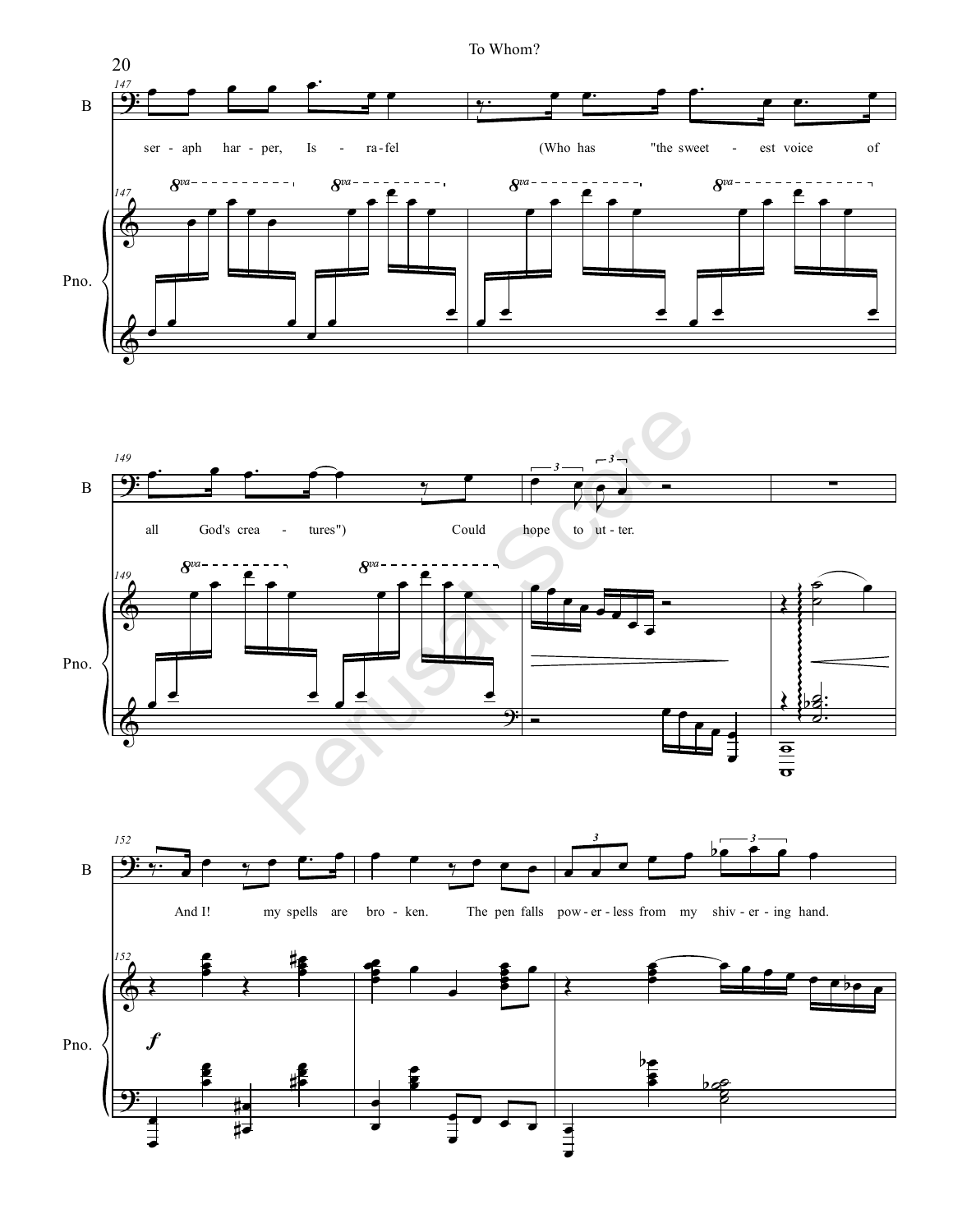To Whom?

147

B

ser - aph har - per, Is - ra - fel (Who has "the sweet - est voice of

Pno.

149

all God's crea - tures") Could hope to ut - ter.

152

And I! my spells are bro - ken. The pen falls pow - er - less from my shiv - er - ing hand.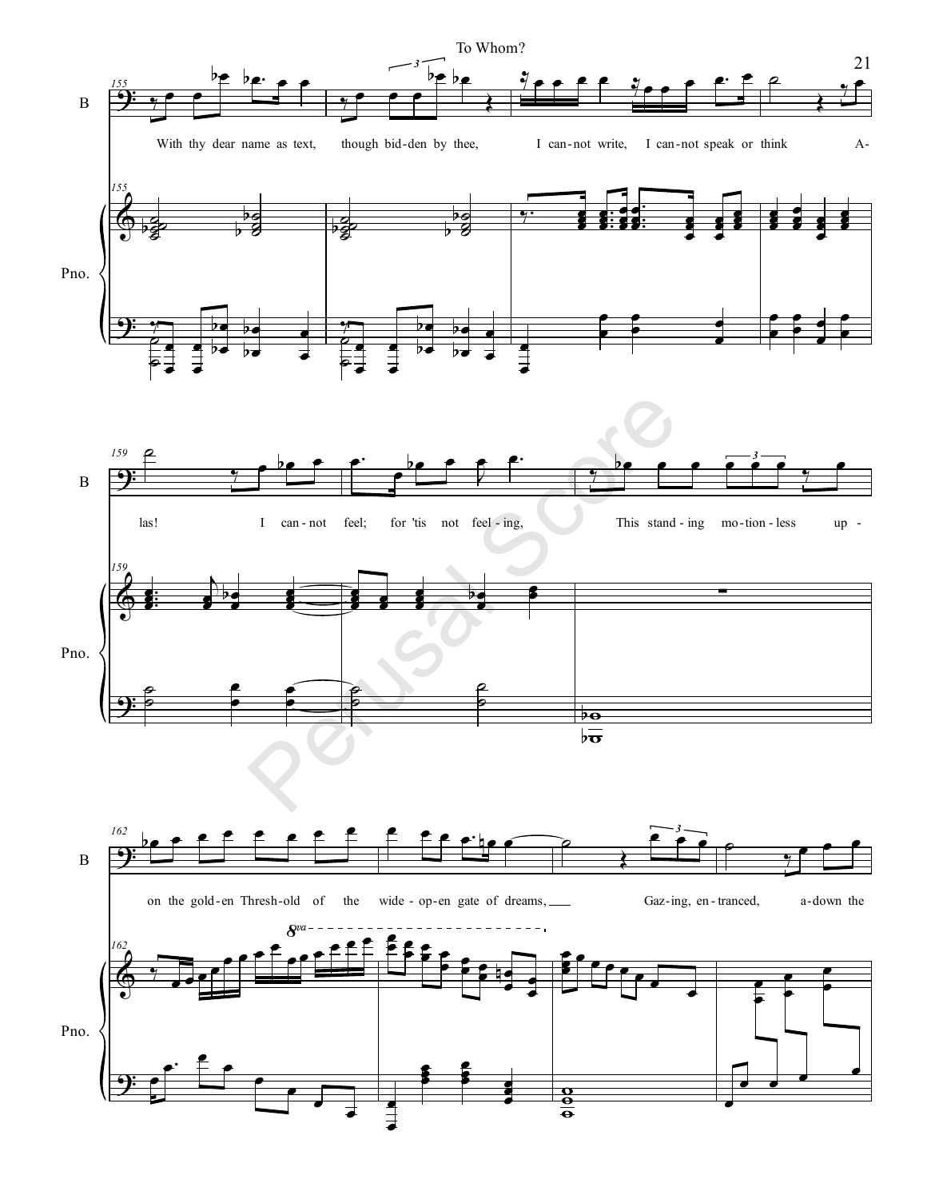B

With thy dear name as text, though bid-den by thee, I can-not write, I can-not speak or think A-

Pno.

B

las! I can-not feel; for 'tis not feel-ing, This stand-ing mo-tion-less up-

Pno.

B

on the gold-en Thresh-old of the wide-op-en gate of dreams, Gaz-ing, en-tranced, a-down the

Pno.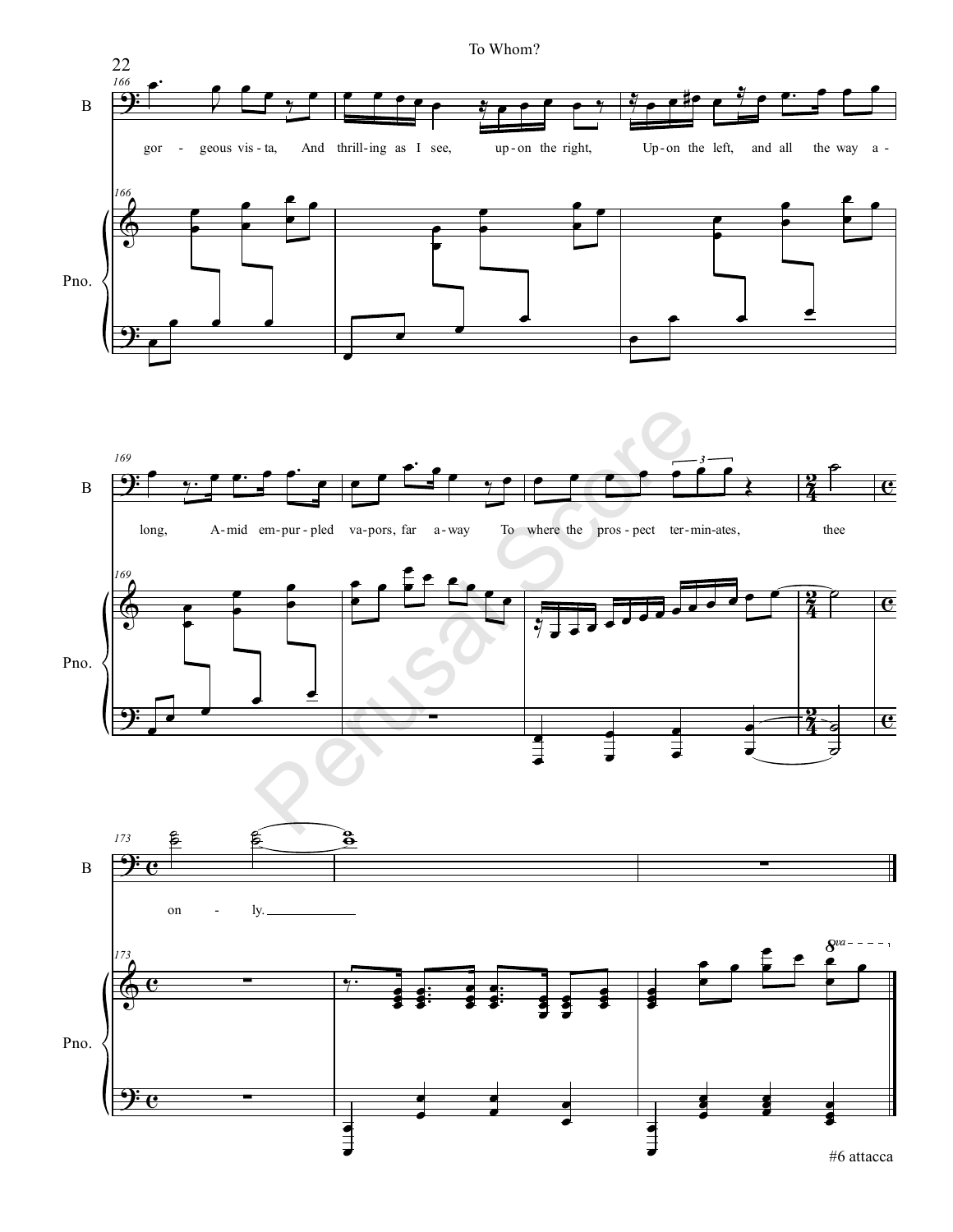gorgeous vista, And thrilling as I see, upon the right, Upon the left, and all the way along, Amid empurpled vapors, far away To where the prospect terminates, thee only.

#6 attacca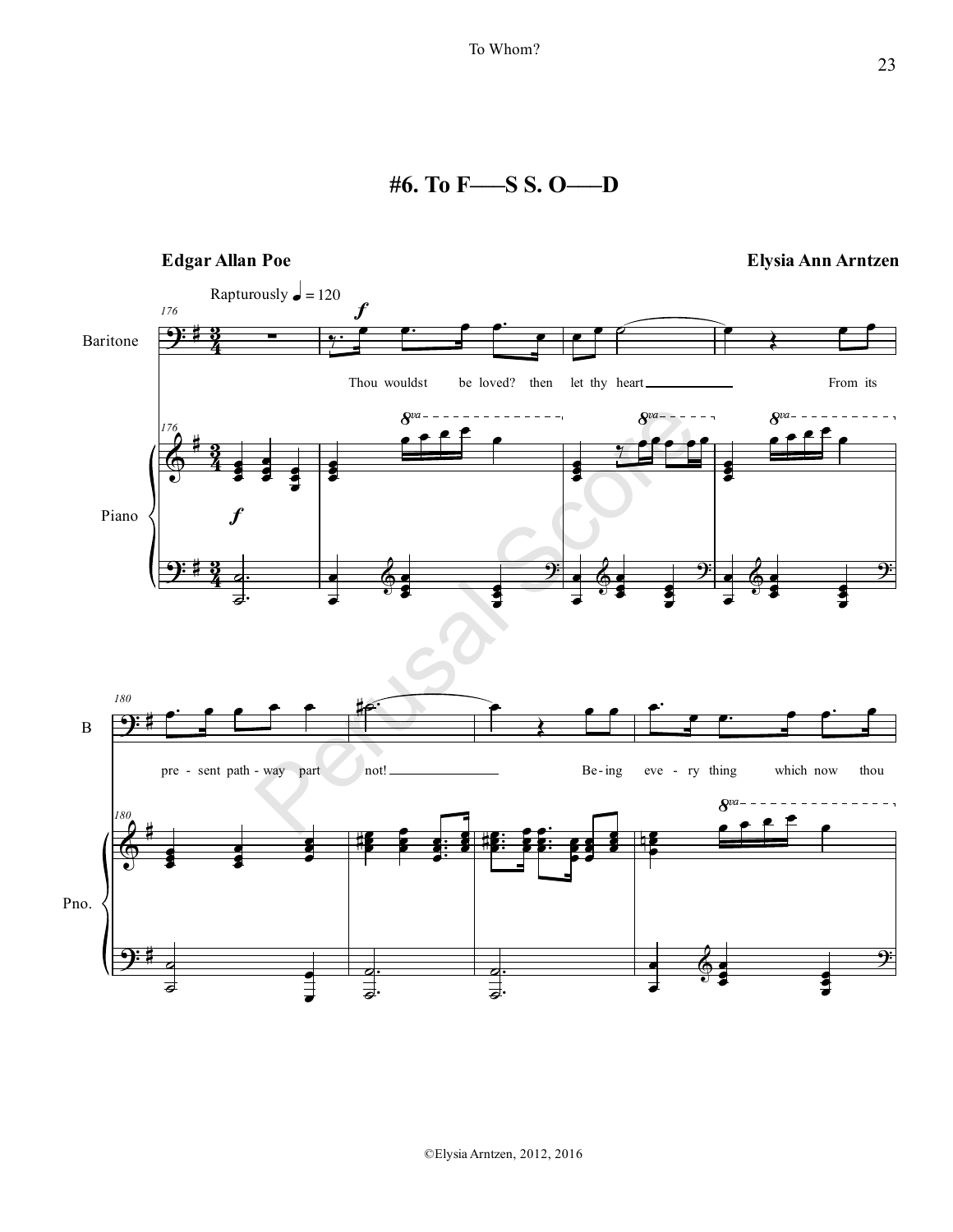# #6. To F——S S. O——D

**Edgar Allan Poe** | **Elysia Ann Arntzen**

Rapturously ♩ = 120

Thou wouldst be loved? then let thy heart From its pre - sent path - way part not! Be - ing eve - ry thing which now thou

©Elysia Arntzen, 2012, 2016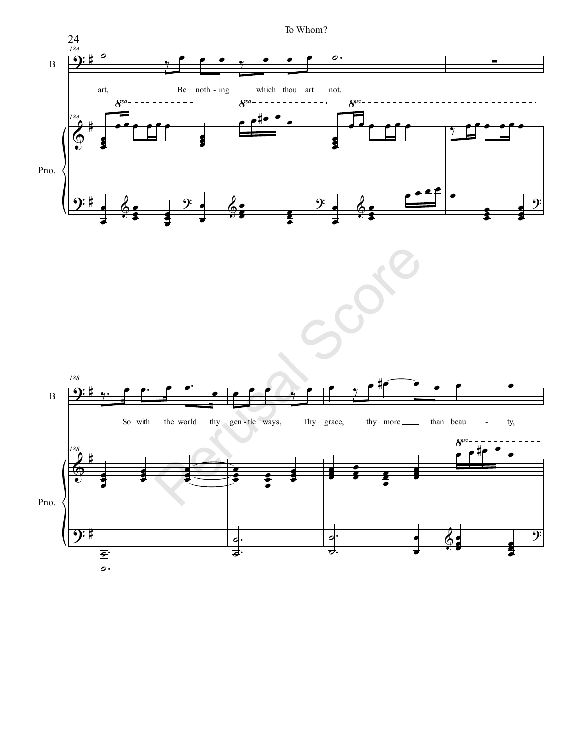B

art, Be noth - ing which thou art not.

Pno.

B

So with the world thy gen - tle ways, Thy grace, thy more than beau - ty,

Pno.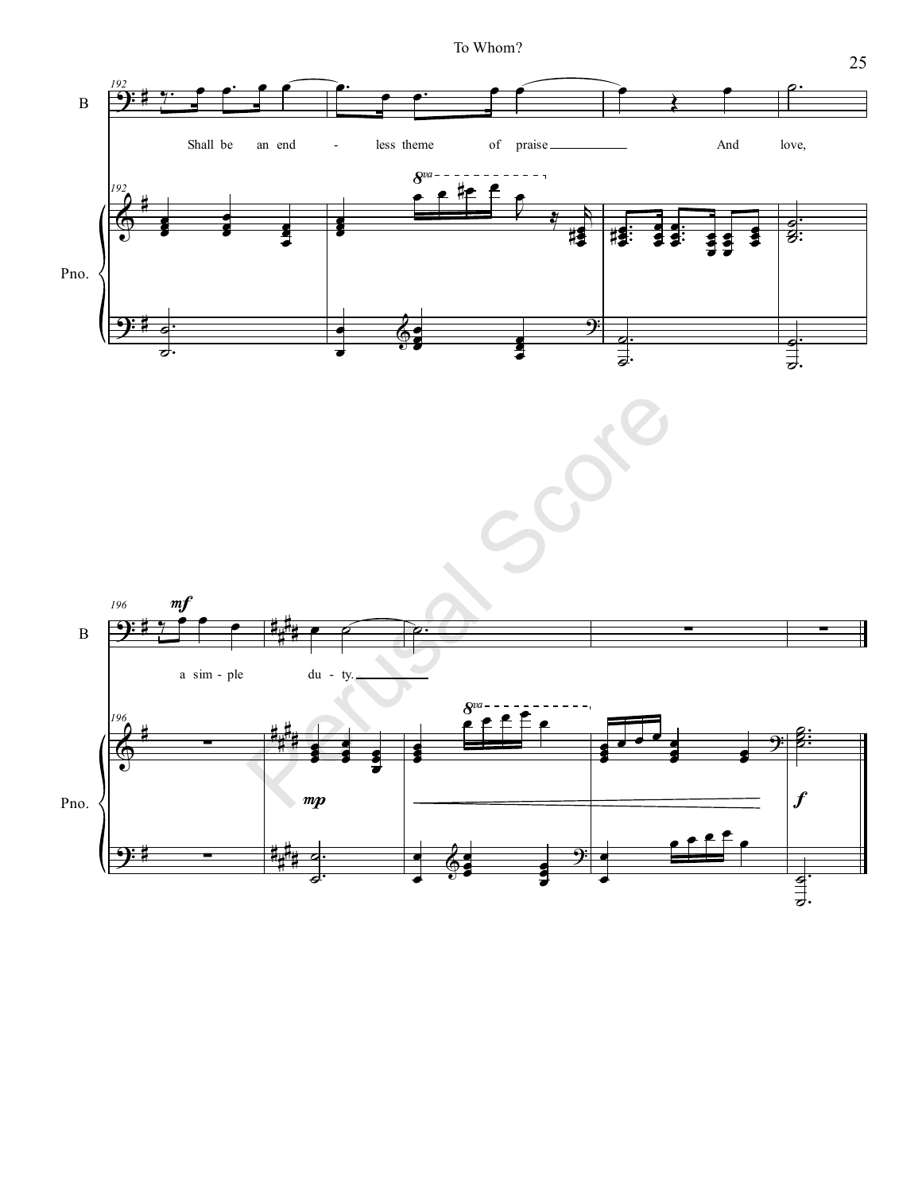Shall be an end - less theme of praise And love,

a sim - ple du - ty.